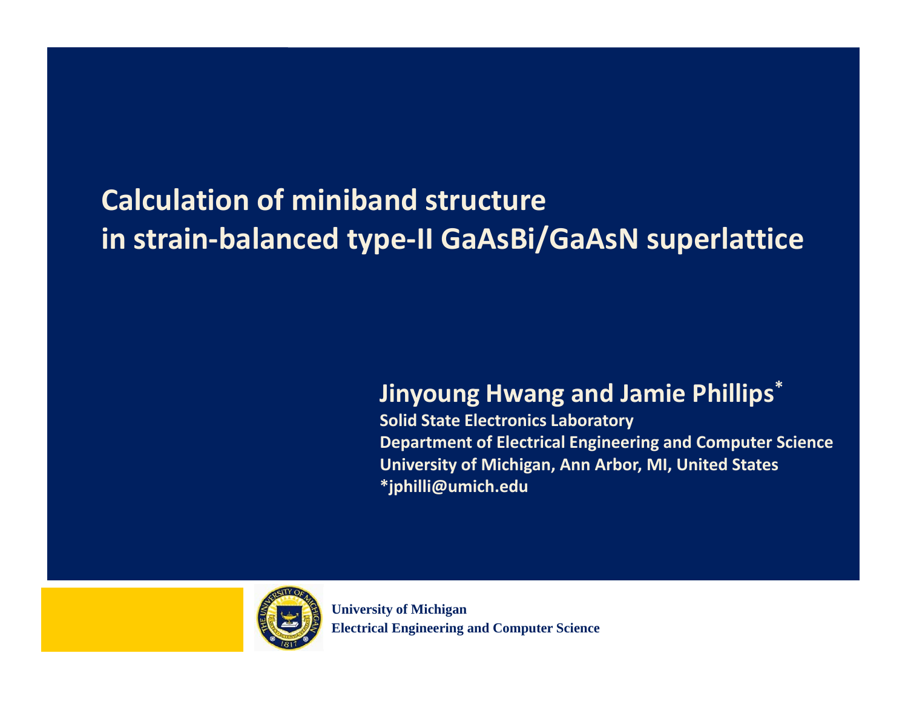# Calculation of miniband structure in strain-balanced type-II GaAsBi/GaAsN superlattice

**Jinyoung Hwang and Jamie Phillips***

**Solid State Electronics Laboratory**
**Department of Electrical Engineering and Computer Science**
**University of Michigan, Ann Arbor, MI, United States**
**\*jphilli@umich.edu**

**University of Michigan**
**Electrical Engineering and Computer Science**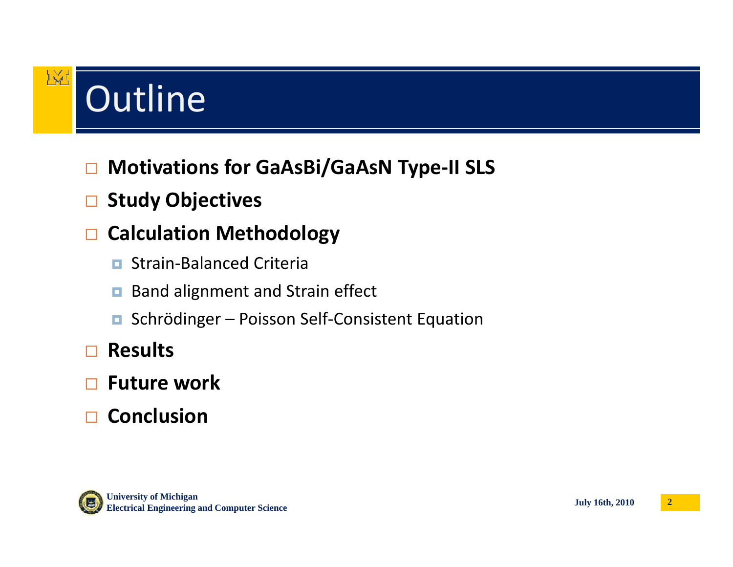# Outline

- **Motivations for GaAsBi/GaAsN Type-II SLS**
- **Study Objectives**
- **Calculation Methodology**
  - Strain-Balanced Criteria
  - Band alignment and Strain effect
  - Schrödinger – Poisson Self-Consistent Equation
- **Results**
- **Future work**
- **Conclusion**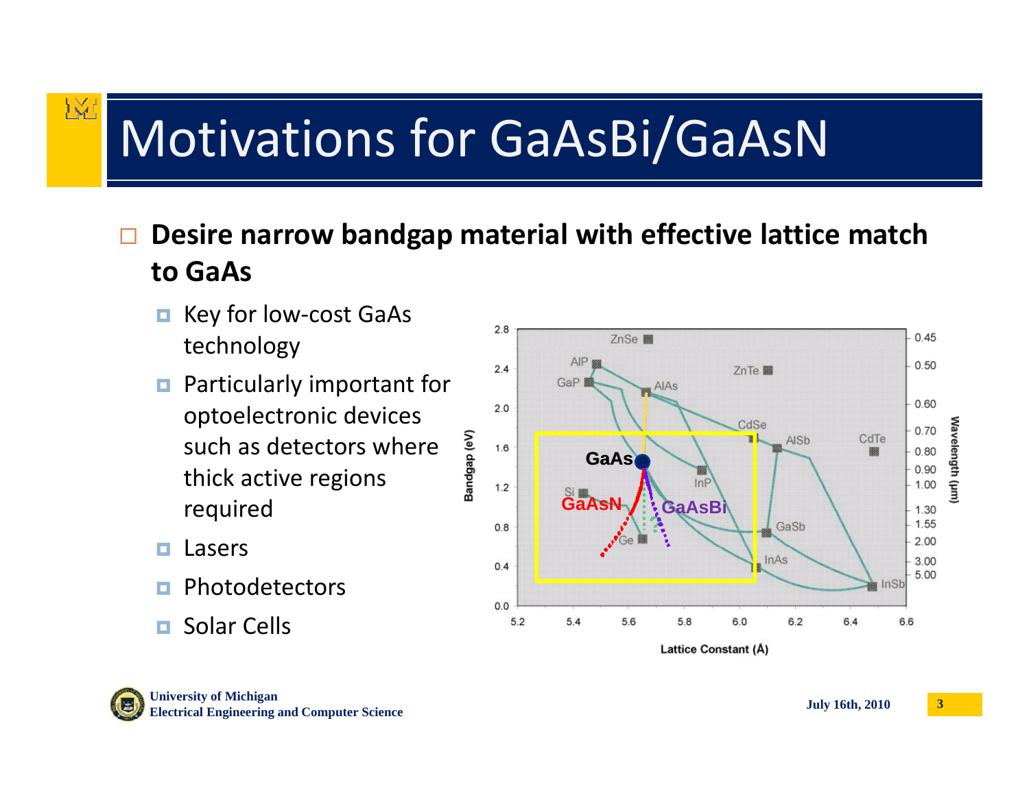# Motivations for GaAsBi/GaAsN

- **Desire narrow bandgap material with effective lattice match to GaAs**
  - Key for low-cost GaAs technology
  - Particularly important for optoelectronic devices such as detectors where thick active regions required
  - Lasers
  - Photodetectors
  - Solar Cells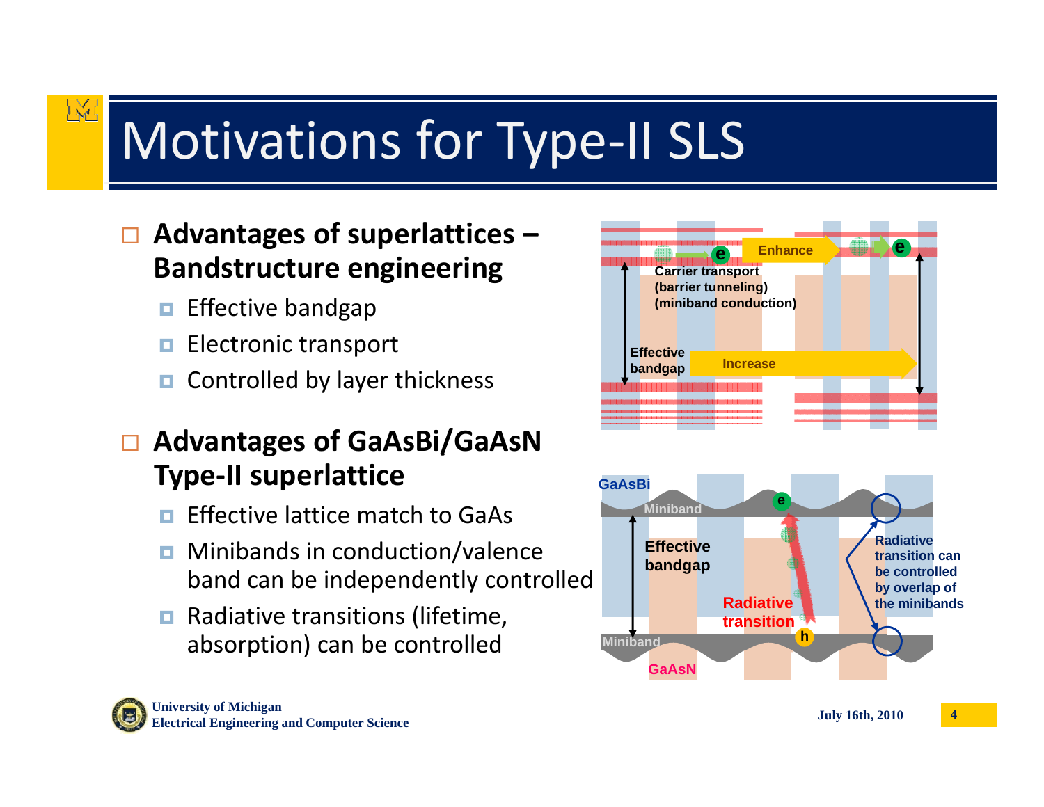# Motivations for Type-II SLS

- **Advantages of superlattices – Bandstructure engineering**
  - Effective bandgap
  - Electronic transport
  - Controlled by layer thickness

- **Advantages of GaAsBi/GaAsN Type-II superlattice**
  - Effective lattice match to GaAs
  - Minibands in conduction/valence band can be independently controlled
  - Radiative transitions (lifetime, absorption) can be controlled

Carrier transport (barrier tunneling) (miniband conduction)

Enhance

Effective bandgap

Increase

GaAsBi

Miniband

Effective bandgap

Radiative transition

Radiative transition can be controlled by overlap of the minibands

Miniband

GaAsN

University of Michigan
Electrical Engineering and Computer Science

July 16th, 2010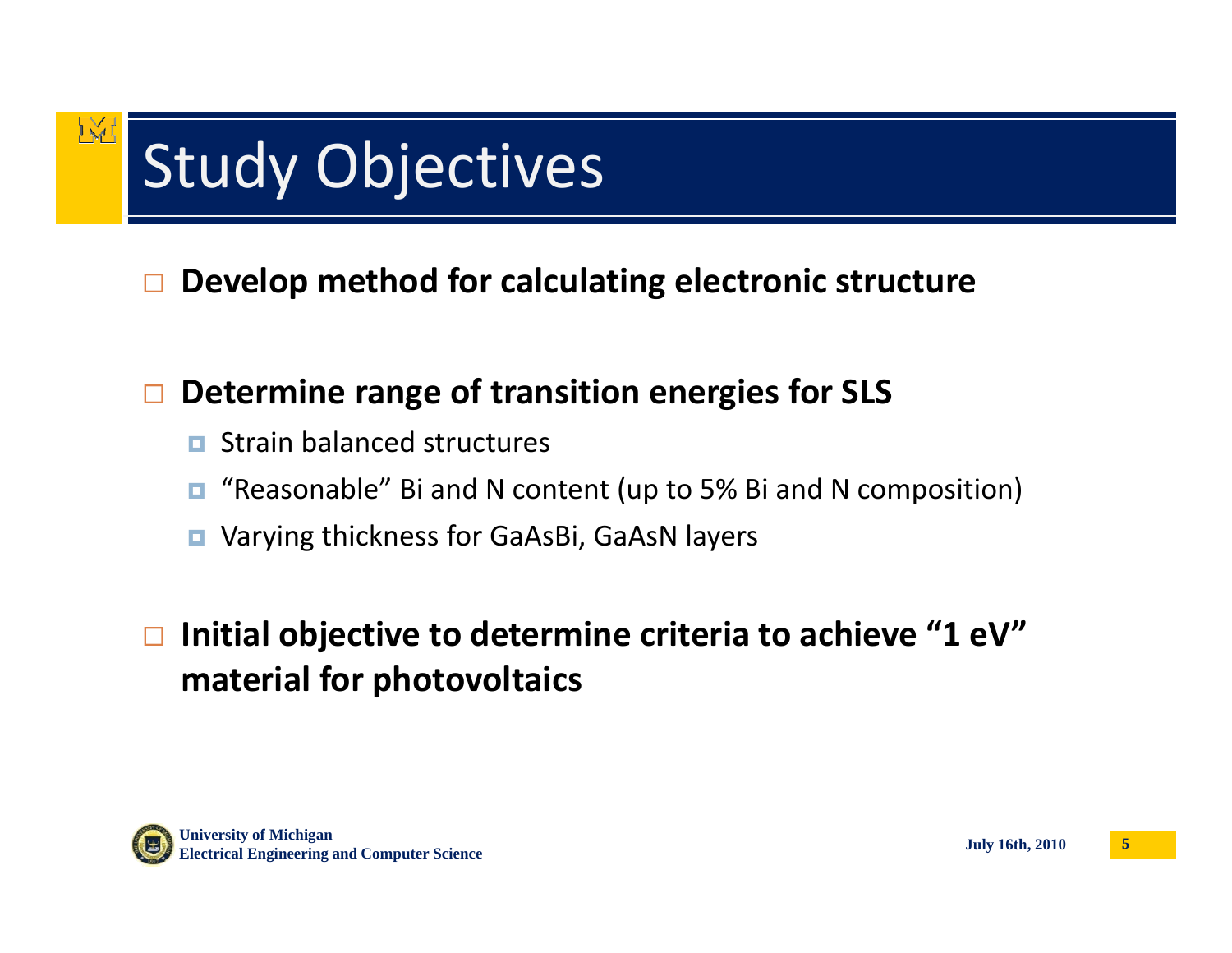# Study Objectives

- **Develop method for calculating electronic structure**

- **Determine range of transition energies for SLS**
  - Strain balanced structures
  - "Reasonable" Bi and N content (up to 5% Bi and N composition)
  - Varying thickness for GaAsBi, GaAsN layers

- **Initial objective to determine criteria to achieve "1 eV" material for photovoltaics**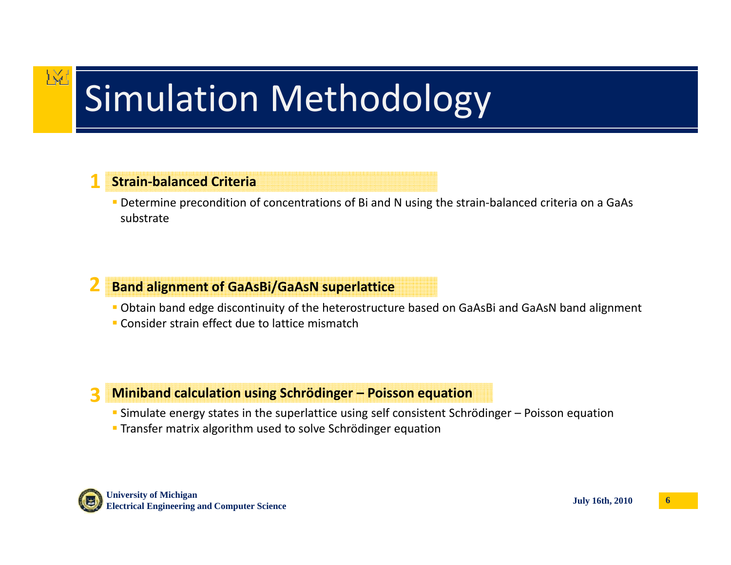# Simulation Methodology

## 1 Strain-balanced Criteria

- Determine precondition of concentrations of Bi and N using the strain-balanced criteria on a GaAs substrate

## 2 Band alignment of GaAsBi/GaAsN superlattice

- Obtain band edge discontinuity of the heterostructure based on GaAsBi and GaAsN band alignment
- Consider strain effect due to lattice mismatch

## 3 Miniband calculation using Schrödinger – Poisson equation

- Simulate energy states in the superlattice using self consistent Schrödinger – Poisson equation
- Transfer matrix algorithm used to solve Schrödinger equation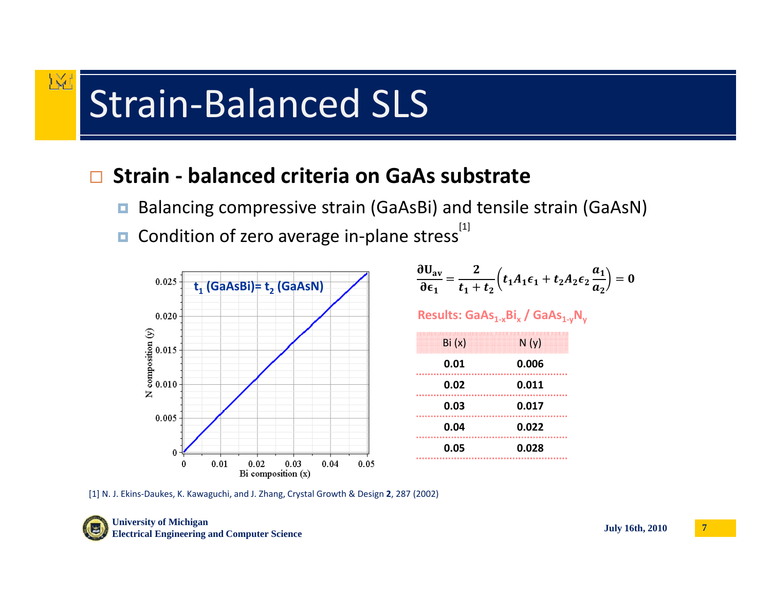# Strain-Balanced SLS

## Strain - balanced criteria on GaAs substrate

- Balancing compressive strain (GaAsBi) and tensile strain (GaAsN)
- Condition of zero average in-plane stress[1]

$$\frac{\partial U_{av}}{\partial \epsilon_1} = \frac{2}{t_1 + t_2}\left(t_1 A_1 \epsilon_1 + t_2 A_2 \epsilon_2 \frac{a_1}{a_2}\right) = 0$$

$t_1$ (GaAsBi)= $t_2$ (GaAsN)

**Results: $GaAs_{1-x}Bi_x$ / $GaAs_{1-y}N_y$**

| Bi (x) | N (y) |
|---|---|
| **0.01** | **0.006** |
| **0.02** | **0.011** |
| **0.03** | **0.017** |
| **0.04** | **0.022** |
| **0.05** | **0.028** |

[1] N. J. Ekins-Daukes, K. Kawaguchi, and J. Zhang, Crystal Growth & Design **2**, 287 (2002)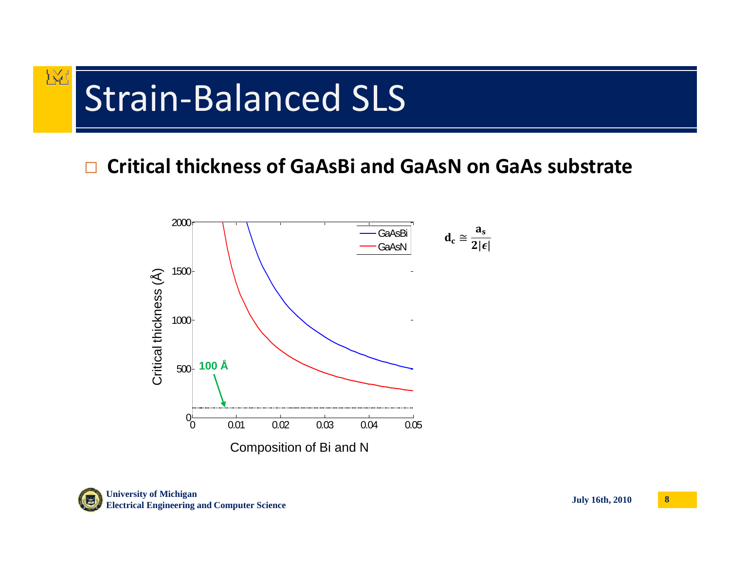# Strain-Balanced SLS

- **Critical thickness of GaAsBi and GaAsN on GaAs substrate**

$$\mathbf{d_c} \cong \frac{\mathbf{a_s}}{\mathbf{2|\epsilon|}}$$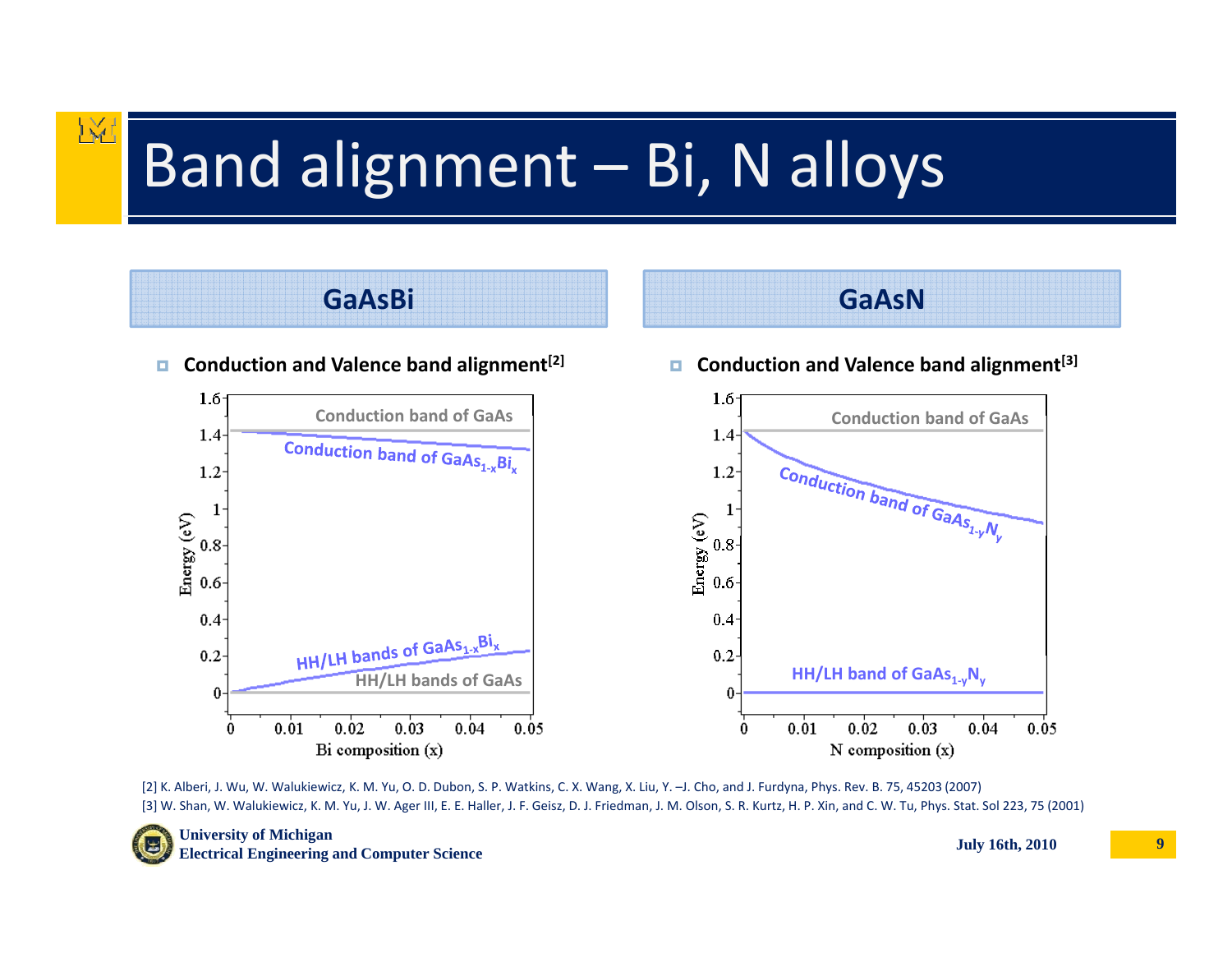# Band alignment – Bi, N alloys

## GaAsBi

- **Conduction and Valence band alignment[2]**

## GaAsN

- **Conduction and Valence band alignment[3]**

[2] K. Alberi, J. Wu, W. Walukiewicz, K. M. Yu, O. D. Dubon, S. P. Watkins, C. X. Wang, X. Liu, Y. –J. Cho, and J. Furdyna, Phys. Rev. B. 75, 45203 (2007)

[3] W. Shan, W. Walukiewicz, K. M. Yu, J. W. Ager III, E. E. Haller, J. F. Geisz, D. J. Friedman, J. M. Olson, S. R. Kurtz, H. P. Xin, and C. W. Tu, Phys. Stat. Sol 223, 75 (2001)

**University of Michigan**
**Electrical Engineering and Computer Science**

**July 16th, 2010**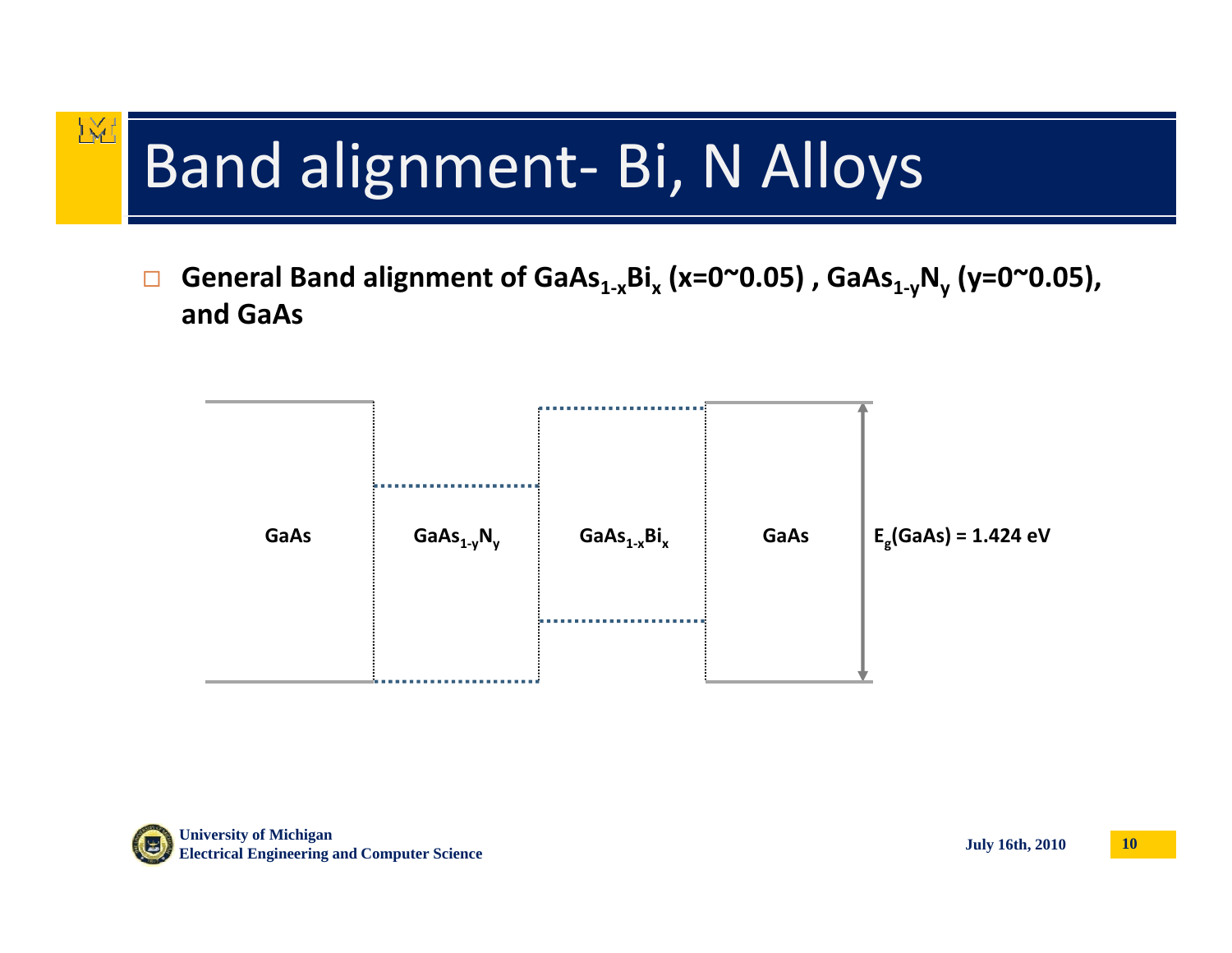# Band alignment- Bi, N Alloys

- **General Band alignment of $GaAs_{1-x}Bi_x$ (x=0~0.05) , $GaAs_{1-y}N_y$ (y=0~0.05), and GaAs**

**GaAs** | **$GaAs_{1-y}N_y$** | **$GaAs_{1-x}Bi_x$** | **GaAs**

**$E_g$(GaAs) = 1.424 eV**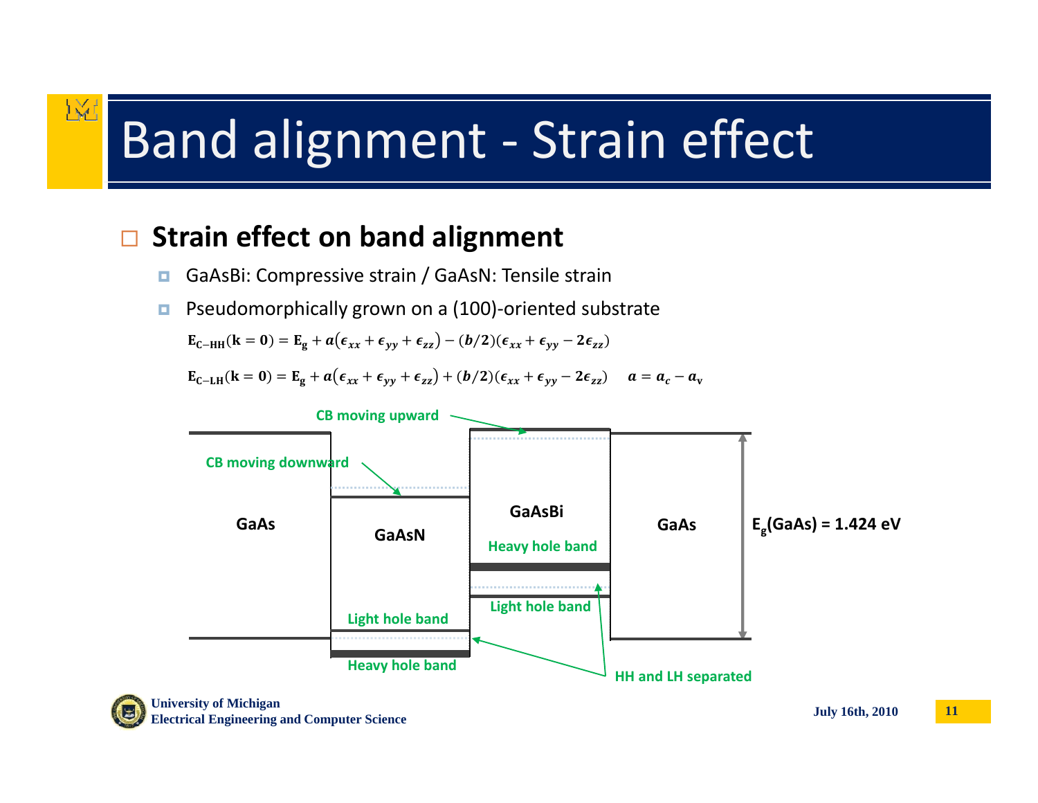# Band alignment - Strain effect

## Strain effect on band alignment

- GaAsBi: Compressive strain / GaAsN: Tensile strain
- Pseudomorphically grown on a (100)-oriented substrate

$$\mathbf{E_{C-HH}(k=0) = E_g} + a(\epsilon_{xx}+\epsilon_{yy}+\epsilon_{zz}) - (b/2)(\epsilon_{xx}+\epsilon_{yy}-2\epsilon_{zz})$$

$$\mathbf{E_{C-LH}(k=0) = E_g} + a(\epsilon_{xx}+\epsilon_{yy}+\epsilon_{zz}) + (b/2)(\epsilon_{xx}+\epsilon_{yy}-2\epsilon_{zz}) \quad a = a_c - a_v$$

CB moving upward

CB moving downward

GaAs

GaAsN

GaAsBi

GaAs

$E_g$(GaAs) = 1.424 eV

Heavy hole band

Light hole band

Light hole band

Heavy hole band

HH and LH separated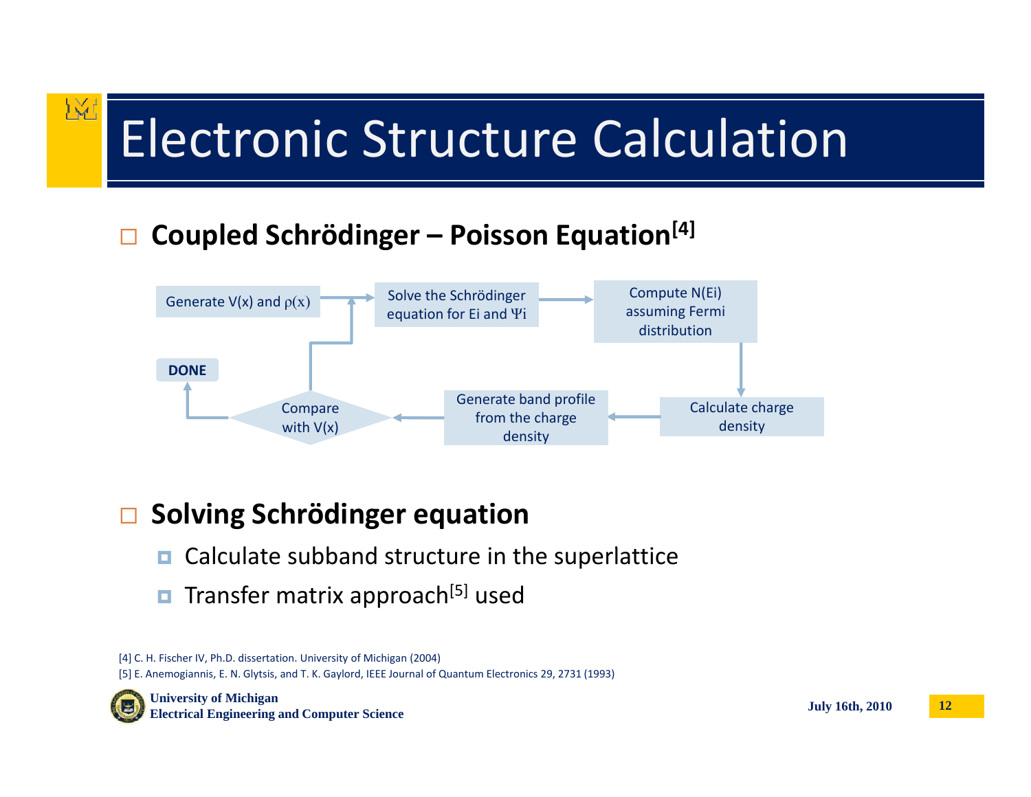# Electronic Structure Calculation

- **Coupled Schrödinger – Poisson Equation[4]**

Generate $V(x)$ and $\rho(x)$ → Solve the Schrödinger equation for Ei and $\Psi$i → Compute N(Ei) assuming Fermi distribution → Calculate charge density → Generate band profile from the charge density → Compare with V(x) → DONE (or return to Solve the Schrödinger equation)

- **Solving Schrödinger equation**
  - Calculate subband structure in the superlattice
  - Transfer matrix approach[5] used

[4] C. H. Fischer IV, Ph.D. dissertation. University of Michigan (2004)

[5] E. Anemogiannis, E. N. Glytsis, and T. K. Gaylord, IEEE Journal of Quantum Electronics 29, 2731 (1993)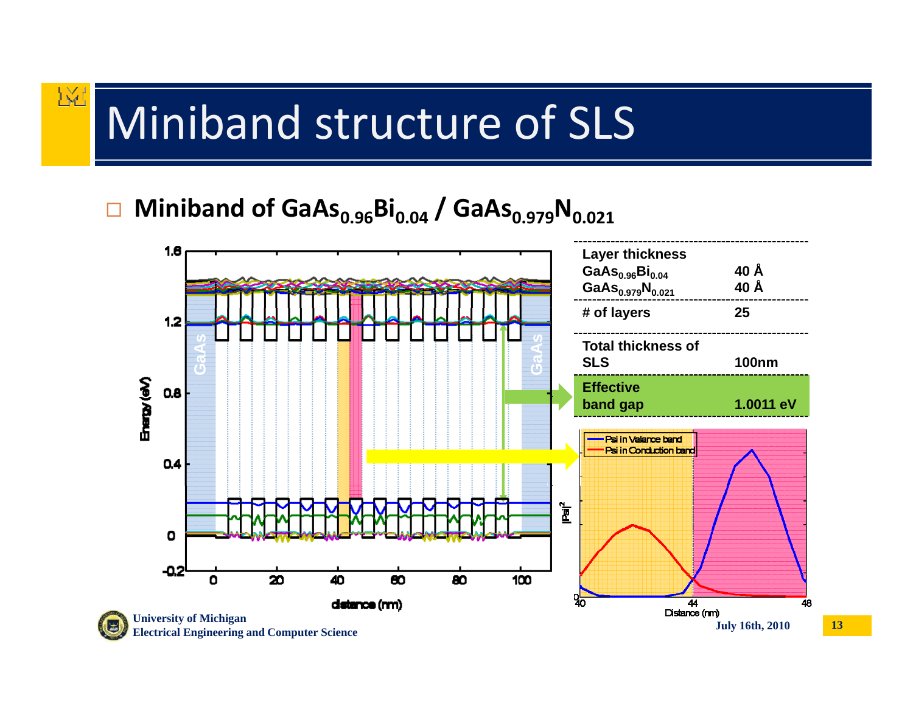# Miniband structure of SLS

- **Miniband of $GaAs_{0.96}Bi_{0.04}$ / $GaAs_{0.979}N_{0.021}$**

| Layer thickness | |
|---|---|
| $GaAs_{0.96}Bi_{0.04}$ | 40 Å |
| $GaAs_{0.979}N_{0.021}$ | 40 Å |
| # of layers | 25 |
| Total thickness of SLS | 100nm |
| **Effective band gap** | **1.0011 eV** |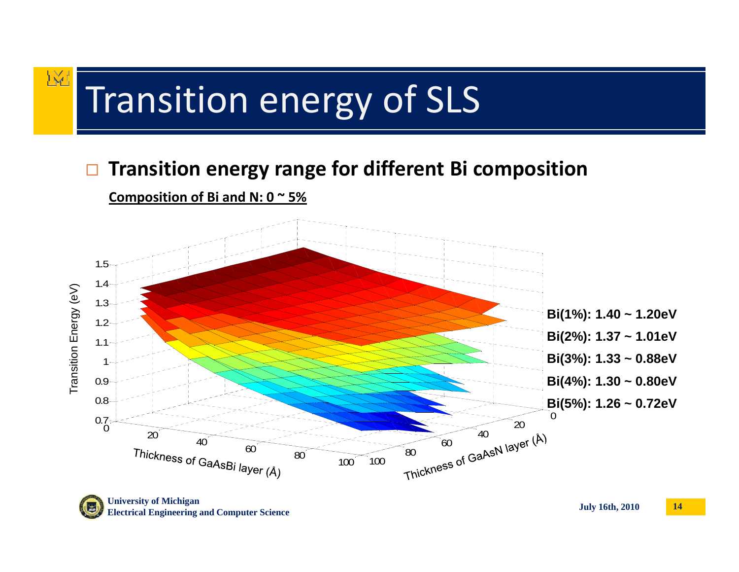# Transition energy of SLS

- **Transition energy range for different Bi composition**

**Composition of Bi and N: 0 ~ 5%**

**Bi(1%): 1.40 ~ 1.20eV**

**Bi(2%): 1.37 ~ 1.01eV**

**Bi(3%): 1.33 ~ 0.88eV**

**Bi(4%): 1.30 ~ 0.80eV**

**Bi(5%): 1.26 ~ 0.72eV**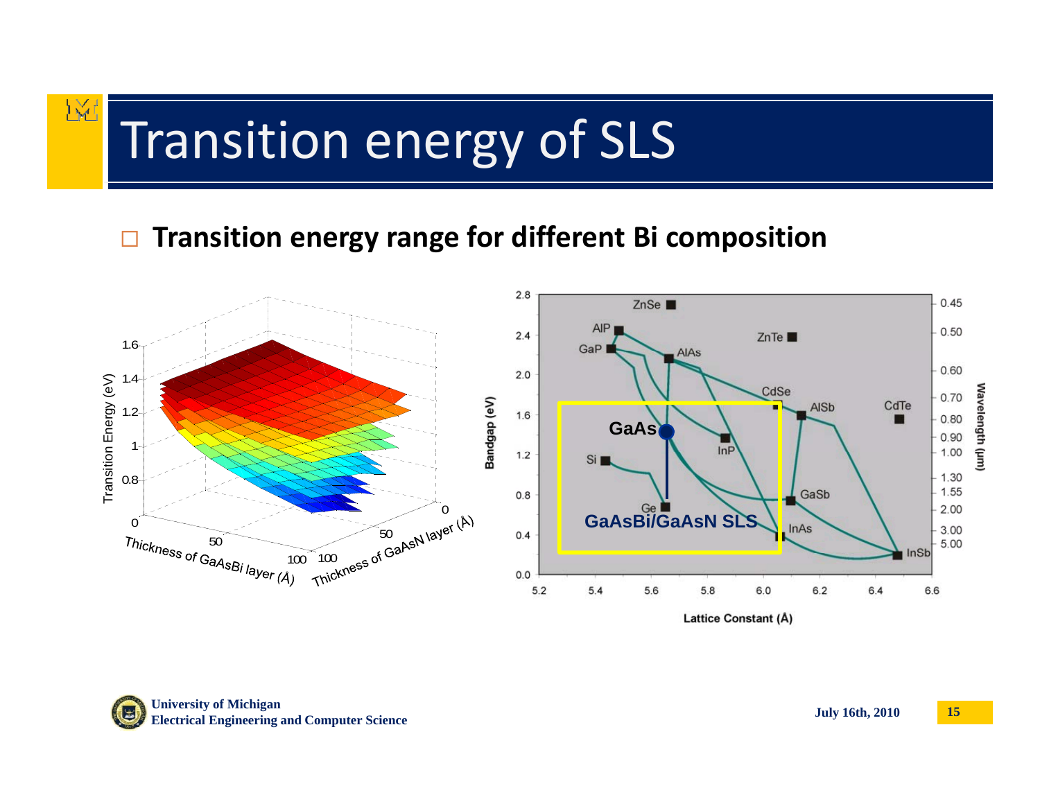# Transition energy of SLS

- **Transition energy range for different Bi composition**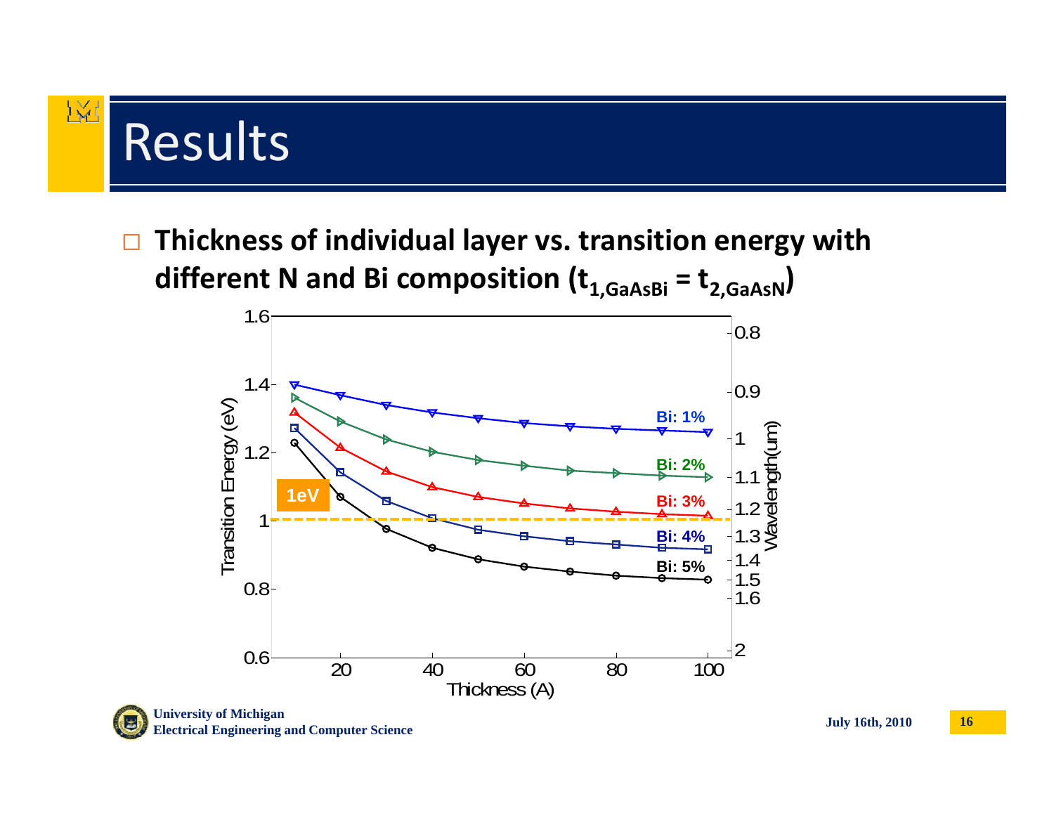# Results

- **Thickness of individual layer vs. transition energy with different N and Bi composition ($t_{1,GaAsBi} = t_{2,GaAsN}$)**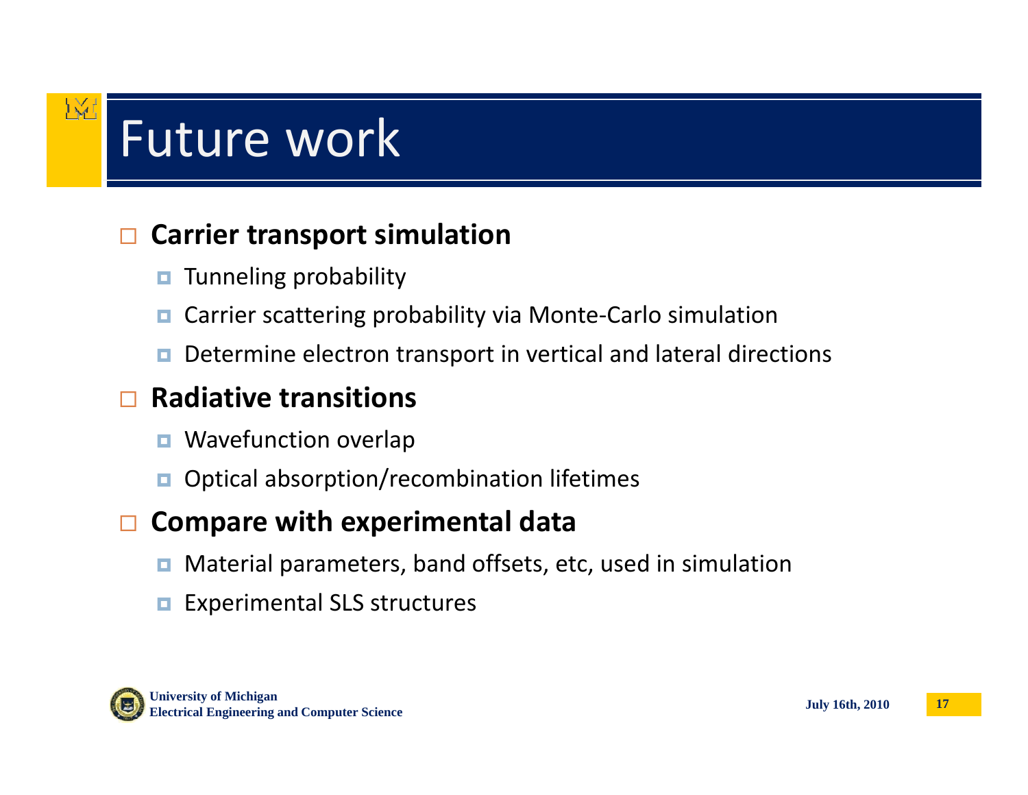# Future work

- **Carrier transport simulation**
  - Tunneling probability
  - Carrier scattering probability via Monte-Carlo simulation
  - Determine electron transport in vertical and lateral directions
- **Radiative transitions**
  - Wavefunction overlap
  - Optical absorption/recombination lifetimes
- **Compare with experimental data**
  - Material parameters, band offsets, etc, used in simulation
  - Experimental SLS structures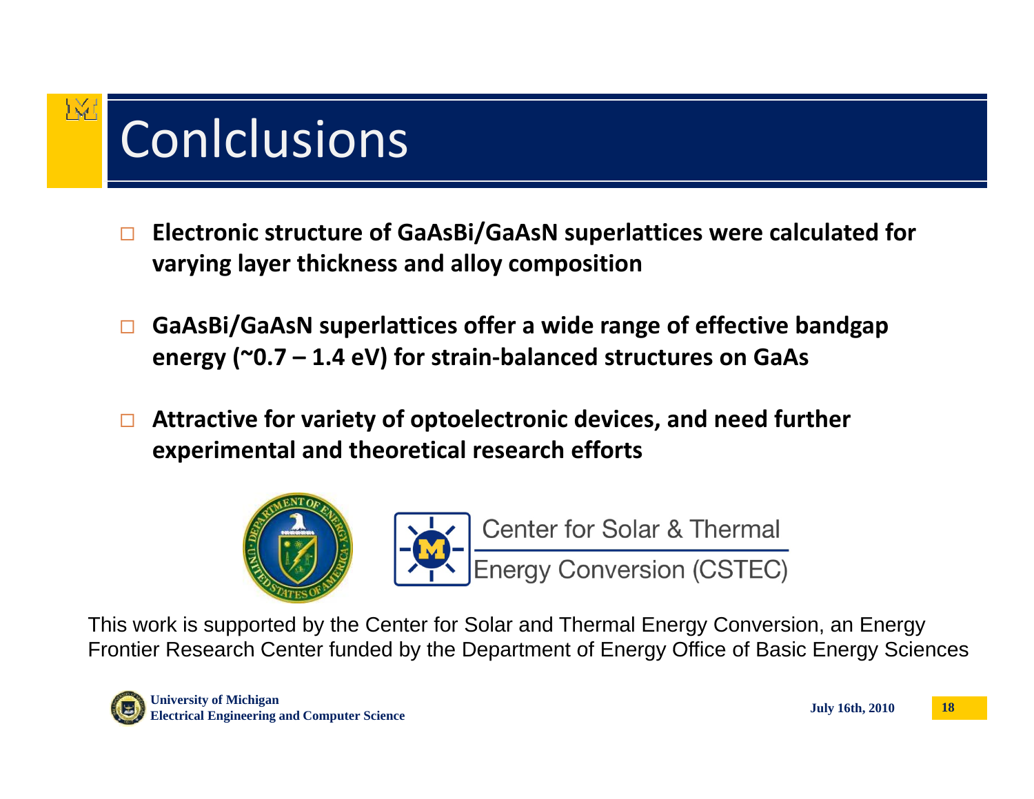# Conlclusions

- **Electronic structure of GaAsBi/GaAsN superlattices were calculated for varying layer thickness and alloy composition**
- **GaAsBi/GaAsN superlattices offer a wide range of effective bandgap energy (~0.7 – 1.4 eV) for strain-balanced structures on GaAs**
- **Attractive for variety of optoelectronic devices, and need further experimental and theoretical research efforts**

Center for Solar & Thermal Energy Conversion (CSTEC)

This work is supported by the Center for Solar and Thermal Energy Conversion, an Energy Frontier Research Center funded by the Department of Energy Office of Basic Energy Sciences